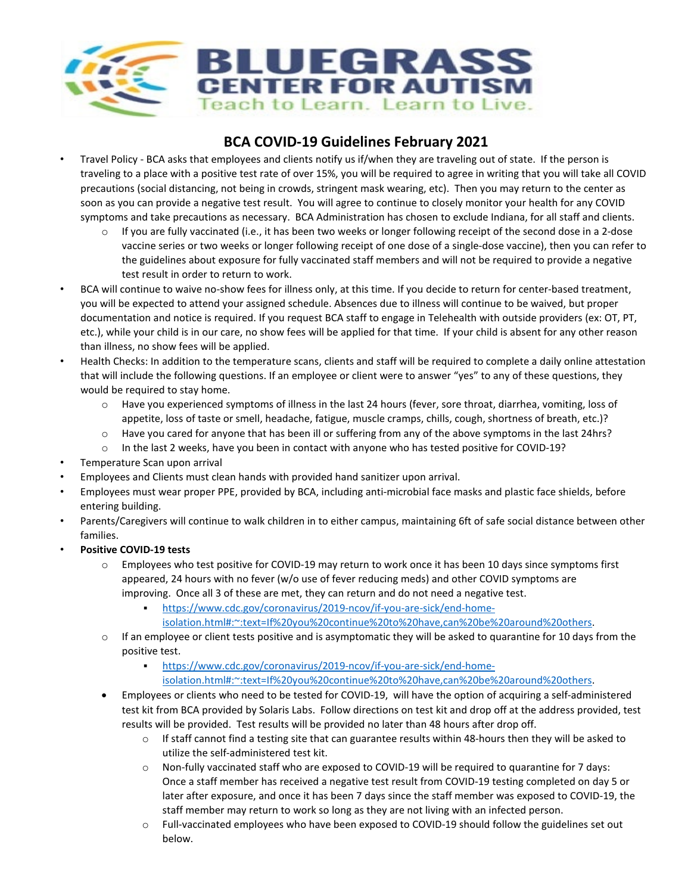# BLUEGRASS CENTER FOR AUTISM

Teach to Learn. Learn to Live.

## BCA COVID-19 Guidelines February 2021

- Travel Policy - BCA asks that employees and clients notify us if/when they are traveling out of state. If the person is traveling to a place with a positive test rate of over 15%, you will be required to agree in writing that you will take all COVID precautions (social distancing, not being in crowds, stringent mask wearing, etc). Then you may return to the center as soon as you can provide a negative test result. You will agree to continue to closely monitor your health for any COVID symptoms and take precautions as necessary. BCA Administration has chosen to exclude Indiana, for all staff and clients.
  - If you are fully vaccinated (i.e., it has been two weeks or longer following receipt of the second dose in a 2-dose vaccine series or two weeks or longer following receipt of one dose of a single-dose vaccine), then you can refer to the guidelines about exposure for fully vaccinated staff members and will not be required to provide a negative test result in order to return to work.
- BCA will continue to waive no-show fees for illness only, at this time. If you decide to return for center-based treatment, you will be expected to attend your assigned schedule. Absences due to illness will continue to be waived, but proper documentation and notice is required. If you request BCA staff to engage in Telehealth with outside providers (ex: OT, PT, etc.), while your child is in our care, no show fees will be applied for that time. If your child is absent for any other reason than illness, no show fees will be applied.
- Health Checks: In addition to the temperature scans, clients and staff will be required to complete a daily online attestation that will include the following questions. If an employee or client were to answer "yes" to any of these questions, they would be required to stay home.
  - Have you experienced symptoms of illness in the last 24 hours (fever, sore throat, diarrhea, vomiting, loss of appetite, loss of taste or smell, headache, fatigue, muscle cramps, chills, cough, shortness of breath, etc.)?
  - Have you cared for anyone that has been ill or suffering from any of the above symptoms in the last 24hrs?
  - In the last 2 weeks, have you been in contact with anyone who has tested positive for COVID-19?
- Temperature Scan upon arrival
- Employees and Clients must clean hands with provided hand sanitizer upon arrival.
- Employees must wear proper PPE, provided by BCA, including anti-microbial face masks and plastic face shields, before entering building.
- Parents/Caregivers will continue to walk children in to either campus, maintaining 6ft of safe social distance between other families.
- **Positive COVID-19 tests**
  - Employees who test positive for COVID-19 may return to work once it has been 10 days since symptoms first appeared, 24 hours with no fever (w/o use of fever reducing meds) and other COVID symptoms are improving. Once all 3 of these are met, they can return and do not need a negative test.
    - https://www.cdc.gov/coronavirus/2019-ncov/if-you-are-sick/end-home-isolation.html#:~:text=If%20you%20continue%20to%20have,can%20be%20around%20others.
  - If an employee or client tests positive and is asymptomatic they will be asked to quarantine for 10 days from the positive test.
    - https://www.cdc.gov/coronavirus/2019-ncov/if-you-are-sick/end-home-isolation.html#:~:text=If%20you%20continue%20to%20have,can%20be%20around%20others.
  - Employees or clients who need to be tested for COVID-19, will have the option of acquiring a self-administered test kit from BCA provided by Solaris Labs. Follow directions on test kit and drop off at the address provided, test results will be provided. Test results will be provided no later than 48 hours after drop off.
    - If staff cannot find a testing site that can guarantee results within 48-hours then they will be asked to utilize the self-administered test kit.
    - Non-fully vaccinated staff who are exposed to COVID-19 will be required to quarantine for 7 days: Once a staff member has received a negative test result from COVID-19 testing completed on day 5 or later after exposure, and once it has been 7 days since the staff member was exposed to COVID-19, the staff member may return to work so long as they are not living with an infected person.
    - Full-vaccinated employees who have been exposed to COVID-19 should follow the guidelines set out below.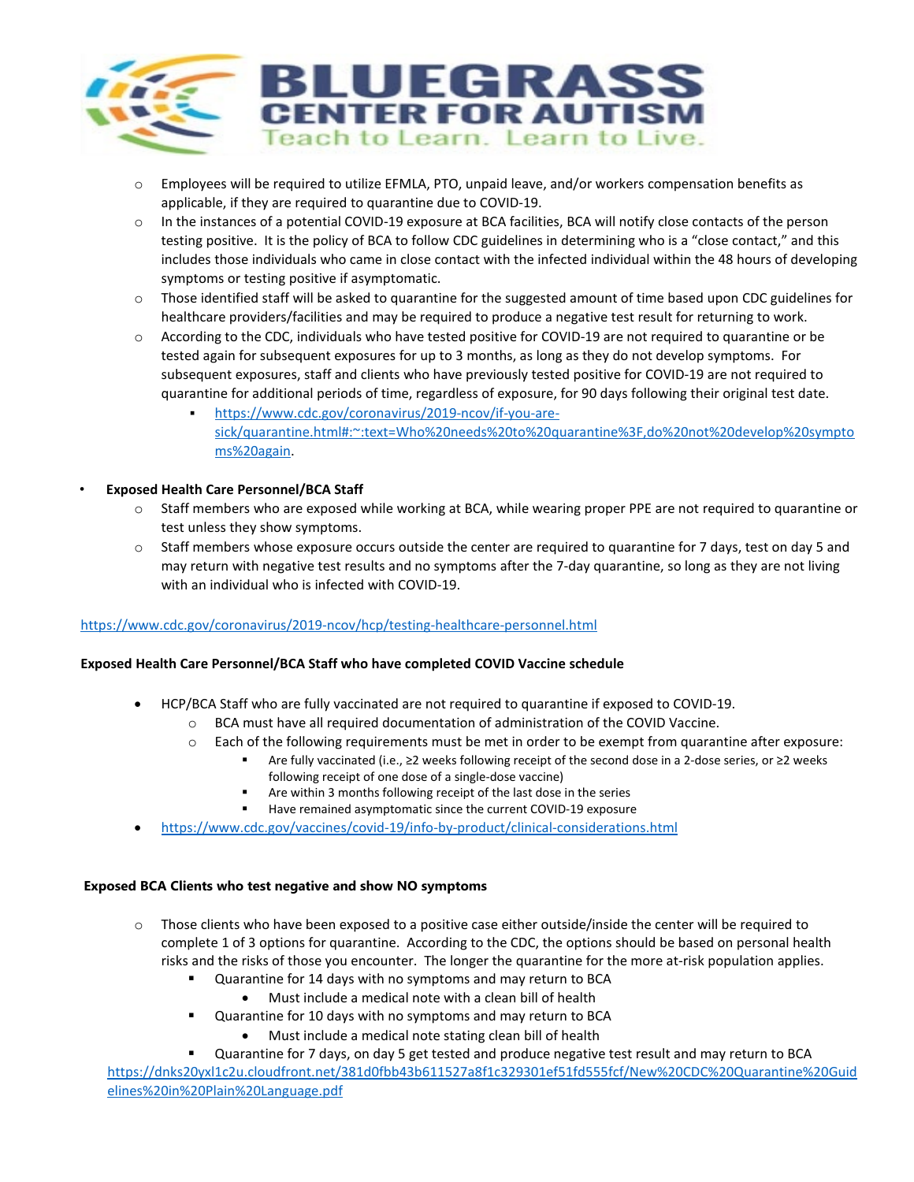- Employees will be required to utilize EFMLA, PTO, unpaid leave, and/or workers compensation benefits as applicable, if they are required to quarantine due to COVID-19.
- In the instances of a potential COVID-19 exposure at BCA facilities, BCA will notify close contacts of the person testing positive. It is the policy of BCA to follow CDC guidelines in determining who is a "close contact," and this includes those individuals who came in close contact with the infected individual within the 48 hours of developing symptoms or testing positive if asymptomatic.
- Those identified staff will be asked to quarantine for the suggested amount of time based upon CDC guidelines for healthcare providers/facilities and may be required to produce a negative test result for returning to work.
- According to the CDC, individuals who have tested positive for COVID-19 are not required to quarantine or be tested again for subsequent exposures for up to 3 months, as long as they do not develop symptoms. For subsequent exposures, staff and clients who have previously tested positive for COVID-19 are not required to quarantine for additional periods of time, regardless of exposure, for 90 days following their original test date.
  - https://www.cdc.gov/coronavirus/2019-ncov/if-you-are-sick/quarantine.html#:~:text=Who%20needs%20to%20quarantine%3F,do%20not%20develop%20symptoms%20again.

- **Exposed Health Care Personnel/BCA Staff**
  - Staff members who are exposed while working at BCA, while wearing proper PPE are not required to quarantine or test unless they show symptoms.
  - Staff members whose exposure occurs outside the center are required to quarantine for 7 days, test on day 5 and may return with negative test results and no symptoms after the 7-day quarantine, so long as they are not living with an individual who is infected with COVID-19.

https://www.cdc.gov/coronavirus/2019-ncov/hcp/testing-healthcare-personnel.html

**Exposed Health Care Personnel/BCA Staff who have completed COVID Vaccine schedule**

- HCP/BCA Staff who are fully vaccinated are not required to quarantine if exposed to COVID-19.
  - BCA must have all required documentation of administration of the COVID Vaccine.
  - Each of the following requirements must be met in order to be exempt from quarantine after exposure:
    - Are fully vaccinated (i.e., ≥2 weeks following receipt of the second dose in a 2-dose series, or ≥2 weeks following receipt of one dose of a single-dose vaccine)
    - Are within 3 months following receipt of the last dose in the series
    - Have remained asymptomatic since the current COVID-19 exposure
- https://www.cdc.gov/vaccines/covid-19/info-by-product/clinical-considerations.html

**Exposed BCA Clients who test negative and show NO symptoms**

- Those clients who have been exposed to a positive case either outside/inside the center will be required to complete 1 of 3 options for quarantine. According to the CDC, the options should be based on personal health risks and the risks of those you encounter. The longer the quarantine for the more at-risk population applies.
  - Quarantine for 14 days with no symptoms and may return to BCA
    - Must include a medical note with a clean bill of health
  - Quarantine for 10 days with no symptoms and may return to BCA
    - Must include a medical note stating clean bill of health
  - Quarantine for 7 days, on day 5 get tested and produce negative test result and may return to BCA

https://dnks20yxl1c2u.cloudfront.net/381d0fbb43b611527a8f1c329301ef51fd555fcf/New%20CDC%20Quarantine%20Guidelines%20in%20Plain%20Language.pdf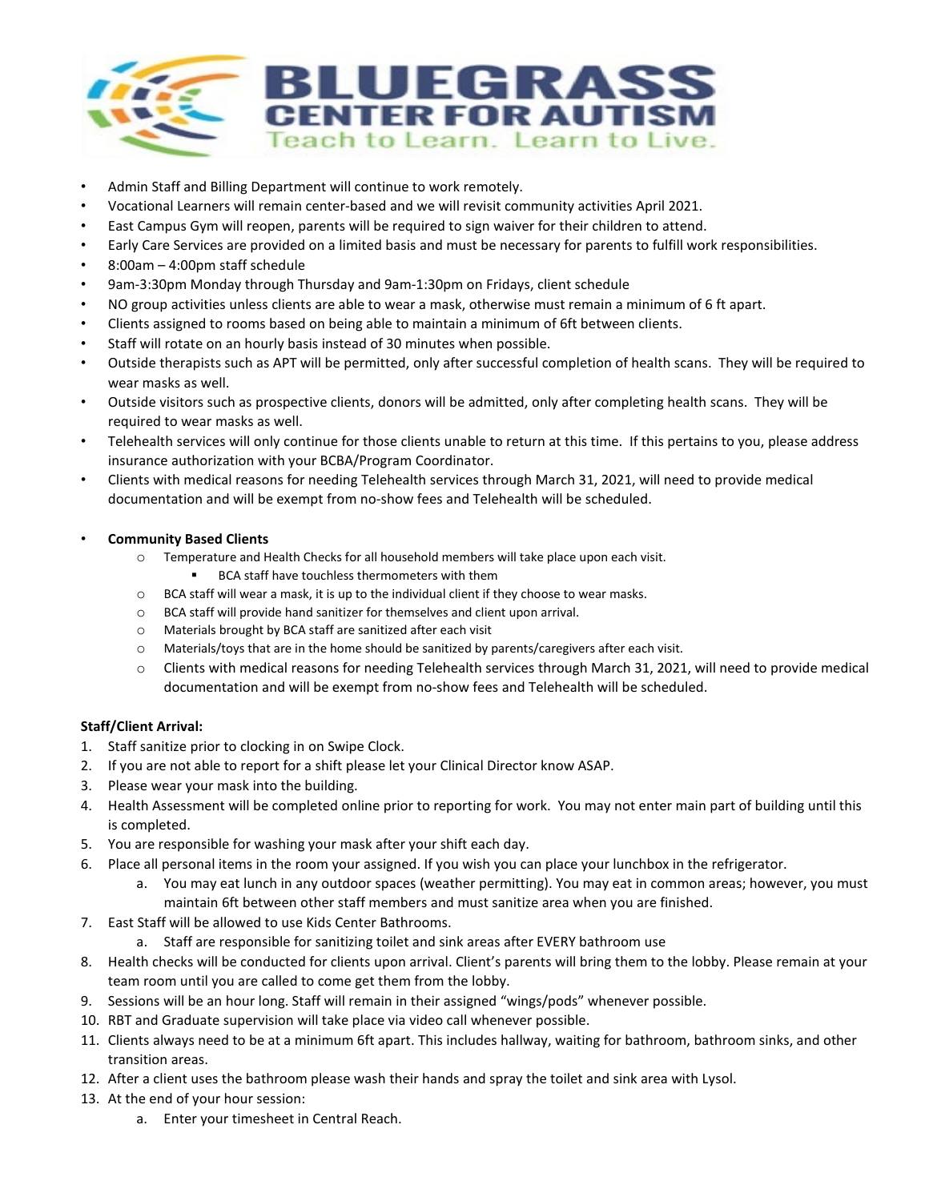- Admin Staff and Billing Department will continue to work remotely.
- Vocational Learners will remain center-based and we will revisit community activities April 2021.
- East Campus Gym will reopen, parents will be required to sign waiver for their children to attend.
- Early Care Services are provided on a limited basis and must be necessary for parents to fulfill work responsibilities.
- 8:00am – 4:00pm staff schedule
- 9am-3:30pm Monday through Thursday and 9am-1:30pm on Fridays, client schedule
- NO group activities unless clients are able to wear a mask, otherwise must remain a minimum of 6 ft apart.
- Clients assigned to rooms based on being able to maintain a minimum of 6ft between clients.
- Staff will rotate on an hourly basis instead of 30 minutes when possible.
- Outside therapists such as APT will be permitted, only after successful completion of health scans. They will be required to wear masks as well.
- Outside visitors such as prospective clients, donors will be admitted, only after completing health scans. They will be required to wear masks as well.
- Telehealth services will only continue for those clients unable to return at this time. If this pertains to you, please address insurance authorization with your BCBA/Program Coordinator.
- Clients with medical reasons for needing Telehealth services through March 31, 2021, will need to provide medical documentation and will be exempt from no-show fees and Telehealth will be scheduled.

- **Community Based Clients**
  - Temperature and Health Checks for all household members will take place upon each visit.
    - BCA staff have touchless thermometers with them
  - BCA staff will wear a mask, it is up to the individual client if they choose to wear masks.
  - BCA staff will provide hand sanitizer for themselves and client upon arrival.
  - Materials brought by BCA staff are sanitized after each visit
  - Materials/toys that are in the home should be sanitized by parents/caregivers after each visit.
  - Clients with medical reasons for needing Telehealth services through March 31, 2021, will need to provide medical documentation and will be exempt from no-show fees and Telehealth will be scheduled.

**Staff/Client Arrival:**

1. Staff sanitize prior to clocking in on Swipe Clock.
2. If you are not able to report for a shift please let your Clinical Director know ASAP.
3. Please wear your mask into the building.
4. Health Assessment will be completed online prior to reporting for work. You may not enter main part of building until this is completed.
5. You are responsible for washing your mask after your shift each day.
6. Place all personal items in the room your assigned. If you wish you can place your lunchbox in the refrigerator.
   a. You may eat lunch in any outdoor spaces (weather permitting). You may eat in common areas; however, you must maintain 6ft between other staff members and must sanitize area when you are finished.
7. East Staff will be allowed to use Kids Center Bathrooms.
   a. Staff are responsible for sanitizing toilet and sink areas after EVERY bathroom use
8. Health checks will be conducted for clients upon arrival. Client's parents will bring them to the lobby. Please remain at your team room until you are called to come get them from the lobby.
9. Sessions will be an hour long. Staff will remain in their assigned "wings/pods" whenever possible.
10. RBT and Graduate supervision will take place via video call whenever possible.
11. Clients always need to be at a minimum 6ft apart. This includes hallway, waiting for bathroom, bathroom sinks, and other transition areas.
12. After a client uses the bathroom please wash their hands and spray the toilet and sink area with Lysol.
13. At the end of your hour session:
    a. Enter your timesheet in Central Reach.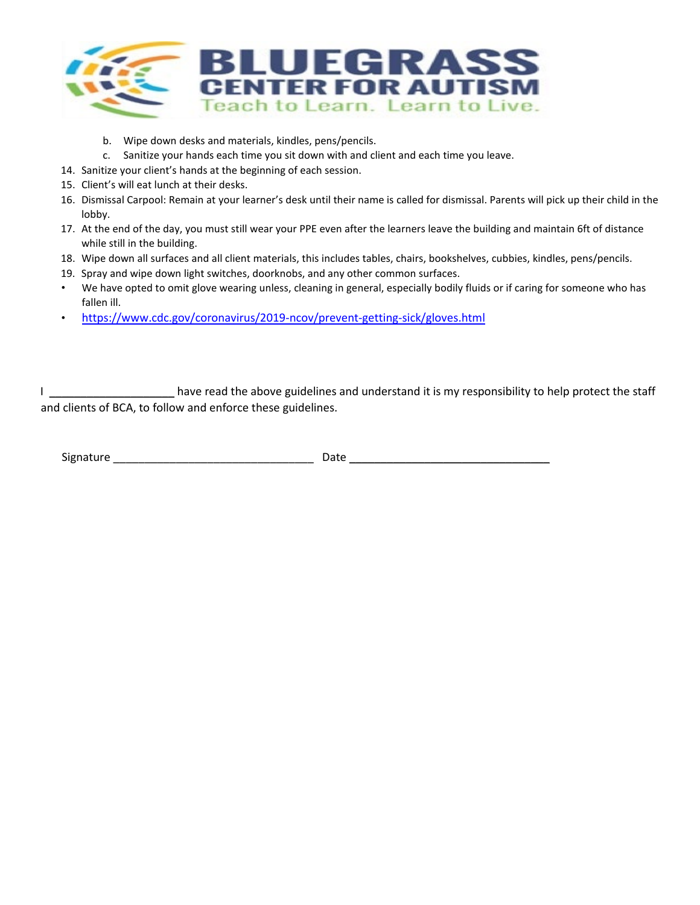# BLUEGRASS CENTER FOR AUTISM

Teach to Learn. Learn to Live.

   b. Wipe down desks and materials, kindles, pens/pencils.
   c. Sanitize your hands each time you sit down with and client and each time you leave.

14. Sanitize your client's hands at the beginning of each session.
15. Client's will eat lunch at their desks.
16. Dismissal Carpool: Remain at your learner's desk until their name is called for dismissal. Parents will pick up their child in the lobby.
17. At the end of the day, you must still wear your PPE even after the learners leave the building and maintain 6ft of distance while still in the building.
18. Wipe down all surfaces and all client materials, this includes tables, chairs, bookshelves, cubbies, kindles, pens/pencils.
19. Spray and wipe down light switches, doorknobs, and any other common surfaces.

- We have opted to omit glove wearing unless, cleaning in general, especially bodily fluids or if caring for someone who has fallen ill.
- https://www.cdc.gov/coronavirus/2019-ncov/prevent-getting-sick/gloves.html

I ____________________ have read the above guidelines and understand it is my responsibility to help protect the staff and clients of BCA, to follow and enforce these guidelines.

Signature ________________________________ Date ________________________________